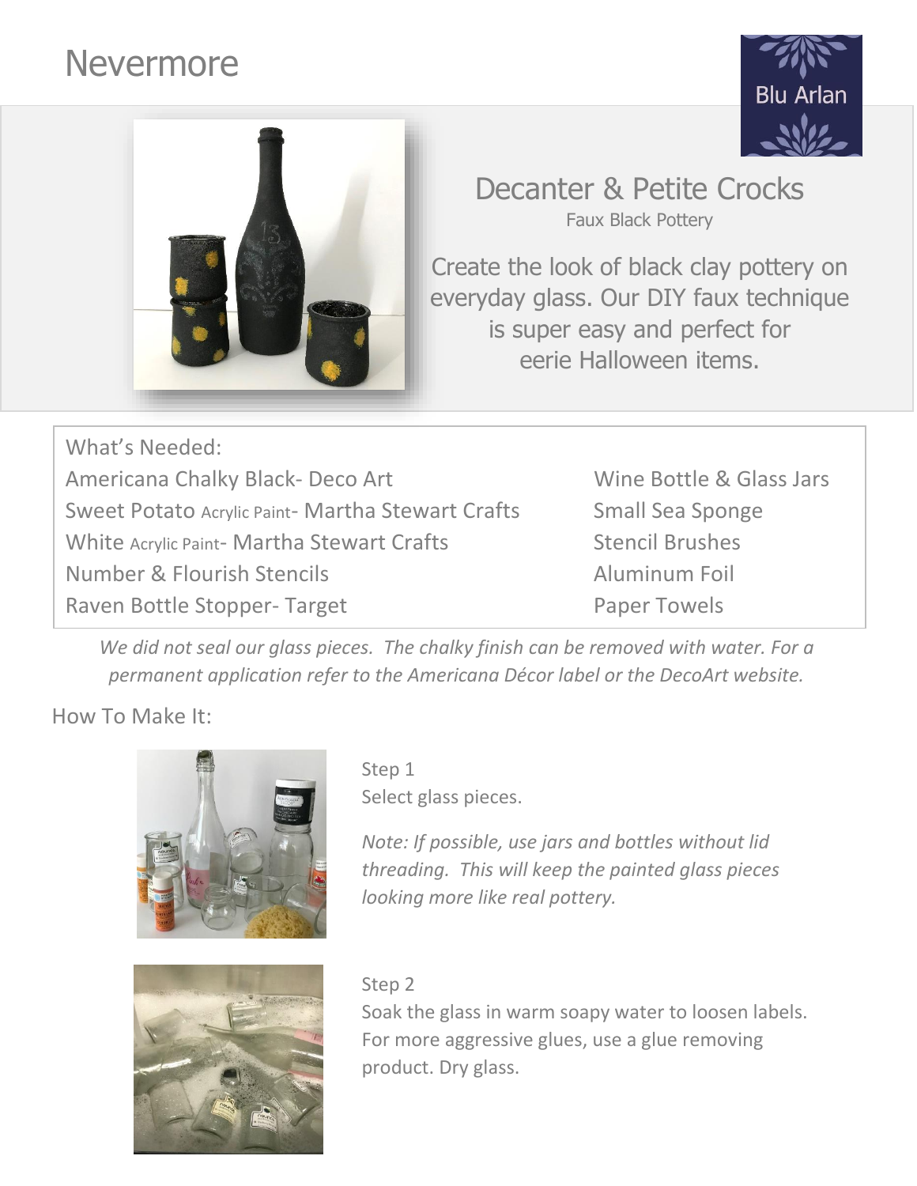# Nevermore

Blu Arlan

## Decanter & Petite Crocks

Faux Black Pottery

Create the look of black clay pottery on everyday glass. Our DIY faux technique is super easy and perfect for eerie Halloween items.

### What's Needed:

- Americana Chalky Black- Deco Art
- Sweet Potato Acrylic Paint- Martha Stewart Crafts
- White Acrylic Paint- Martha Stewart Crafts
- Number & Flourish Stencils
- Raven Bottle Stopper- Target
- Wine Bottle & Glass Jars
- Small Sea Sponge
- Stencil Brushes
- Aluminum Foil
- Paper Towels

*We did not seal our glass pieces. The chalky finish can be removed with water. For a permanent application refer to the Americana Décor label or the DecoArt website.*

### How To Make It:

Step 1
Select glass pieces.

*Note: If possible, use jars and bottles without lid threading. This will keep the painted glass pieces looking more like real pottery.*

Step 2
Soak the glass in warm soapy water to loosen labels. For more aggressive glues, use a glue removing product. Dry glass.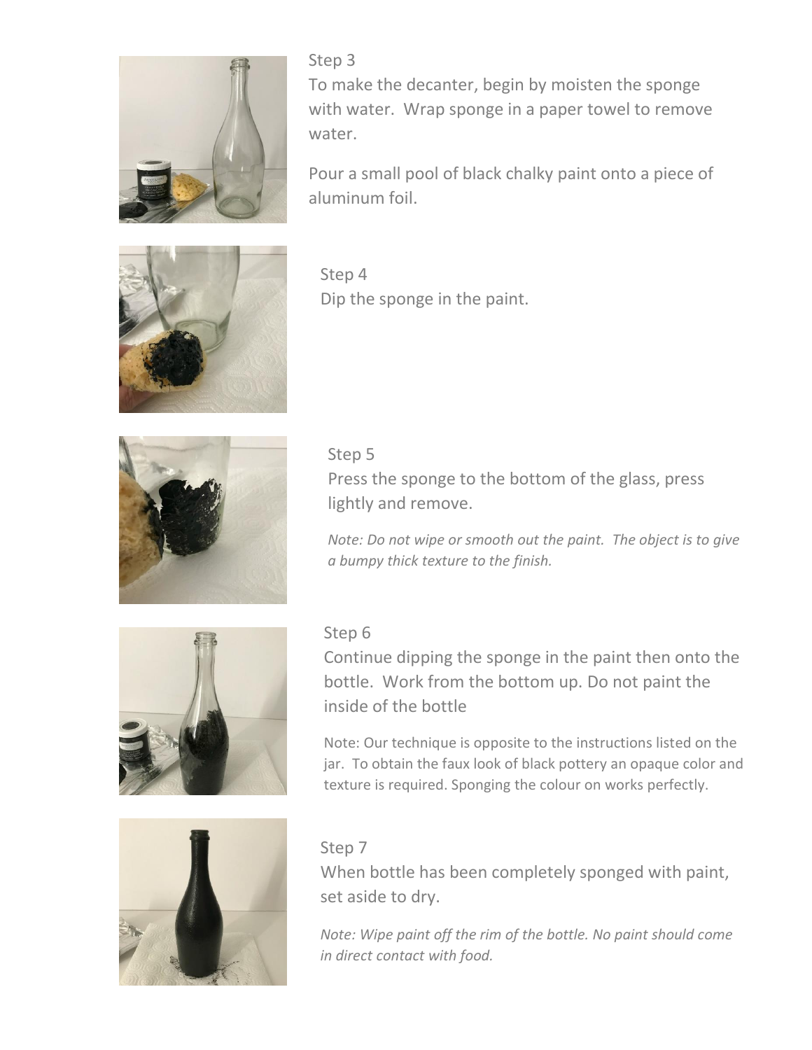Step 3

To make the decanter, begin by moisten the sponge with water. Wrap sponge in a paper towel to remove water.

Pour a small pool of black chalky paint onto a piece of aluminum foil.

Step 4

Dip the sponge in the paint.

Step 5

Press the sponge to the bottom of the glass, press lightly and remove.

*Note: Do not wipe or smooth out the paint. The object is to give a bumpy thick texture to the finish.*

Step 6

Continue dipping the sponge in the paint then onto the bottle. Work from the bottom up. Do not paint the inside of the bottle

Note: Our technique is opposite to the instructions listed on the jar. To obtain the faux look of black pottery an opaque color and texture is required. Sponging the colour on works perfectly.

Step 7

When bottle has been completely sponged with paint, set aside to dry.

*Note: Wipe paint off the rim of the bottle. No paint should come in direct contact with food.*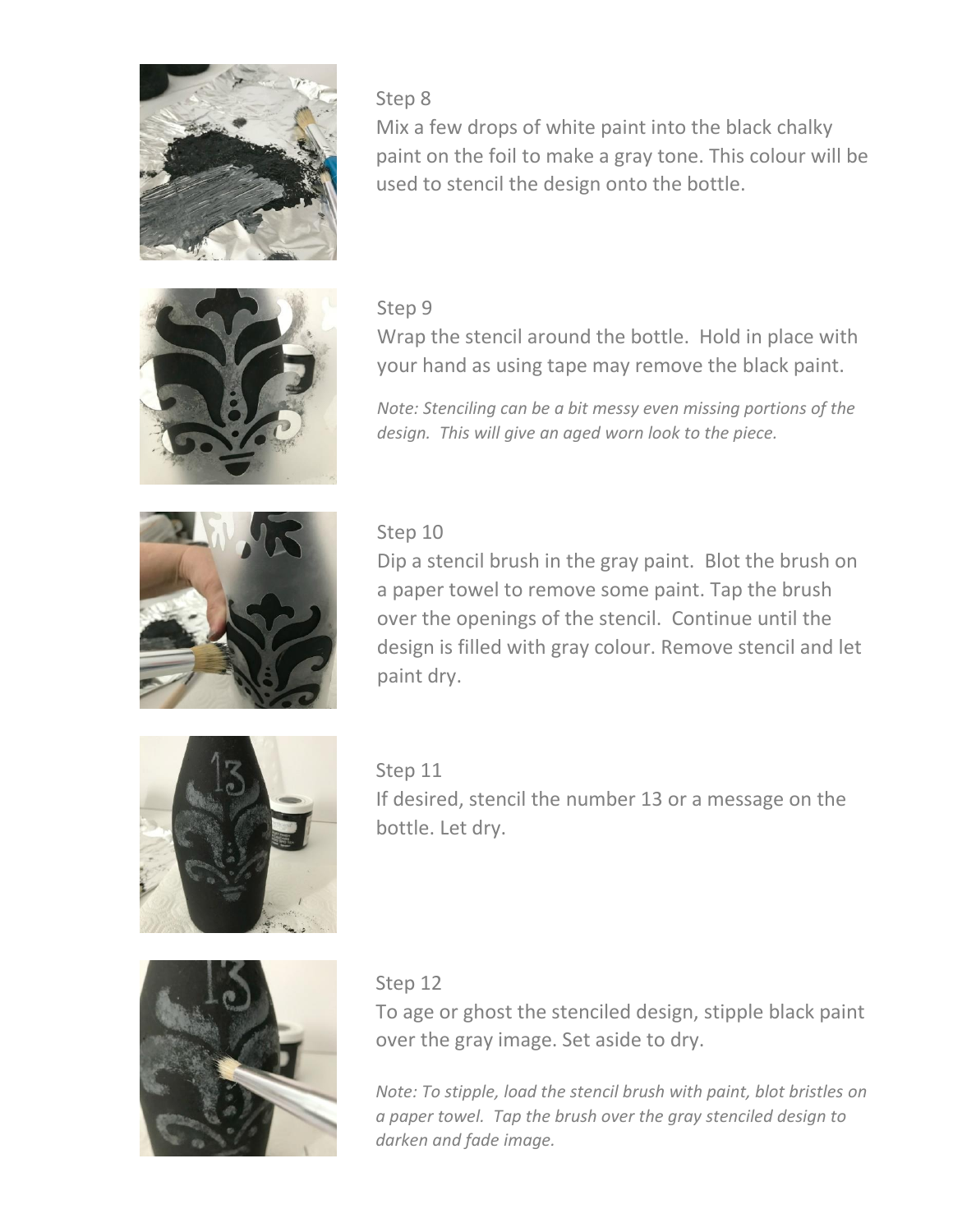## Step 8

Mix a few drops of white paint into the black chalky paint on the foil to make a gray tone. This colour will be used to stencil the design onto the bottle.

## Step 9

Wrap the stencil around the bottle. Hold in place with your hand as using tape may remove the black paint.

*Note: Stenciling can be a bit messy even missing portions of the design. This will give an aged worn look to the piece.*

## Step 10

Dip a stencil brush in the gray paint. Blot the brush on a paper towel to remove some paint. Tap the brush over the openings of the stencil. Continue until the design is filled with gray colour. Remove stencil and let paint dry.

## Step 11

If desired, stencil the number 13 or a message on the bottle. Let dry.

## Step 12

To age or ghost the stenciled design, stipple black paint over the gray image. Set aside to dry.

*Note: To stipple, load the stencil brush with paint, blot bristles on a paper towel. Tap the brush over the gray stenciled design to darken and fade image.*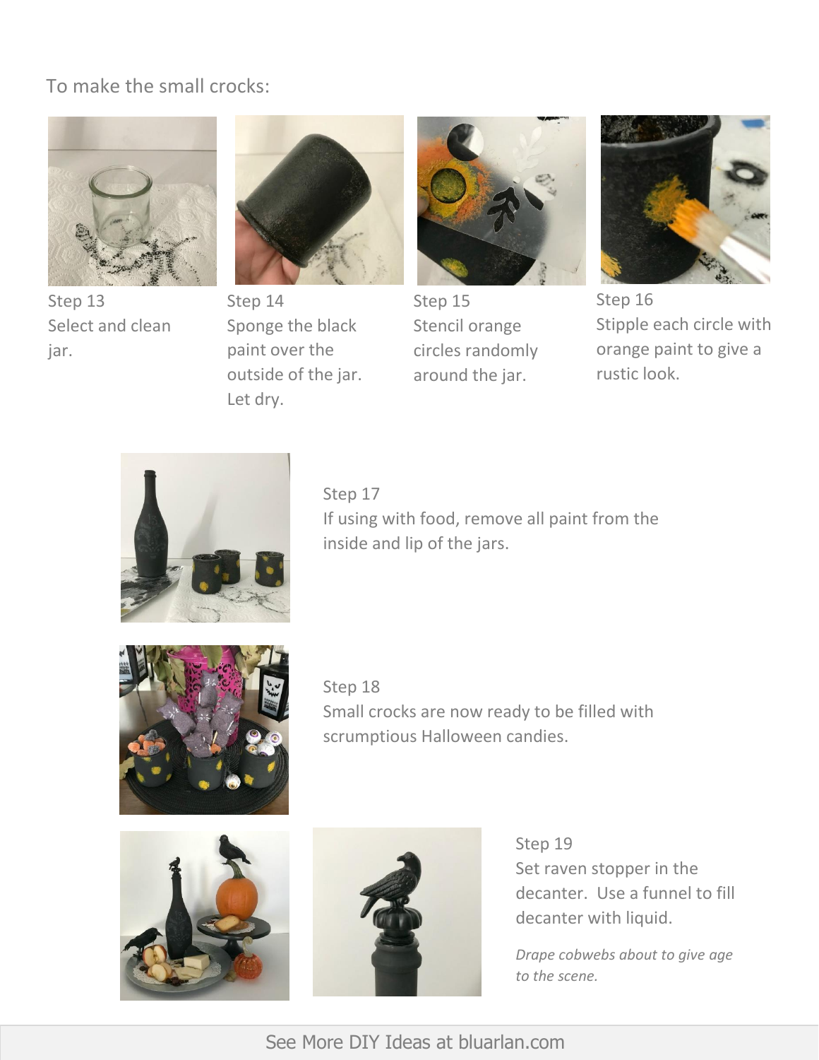To make the small crocks:

Step 13
Select and clean jar.

Step 14
Sponge the black paint over the outside of the jar. Let dry.

Step 15
Stencil orange circles randomly around the jar.

Step 16
Stipple each circle with orange paint to give a rustic look.

Step 17
If using with food, remove all paint from the inside and lip of the jars.

Step 18
Small crocks are now ready to be filled with scrumptious Halloween candies.

Step 19
Set raven stopper in the decanter. Use a funnel to fill decanter with liquid.

*Drape cobwebs about to give age to the scene.*

See More DIY Ideas at bluarlan.com